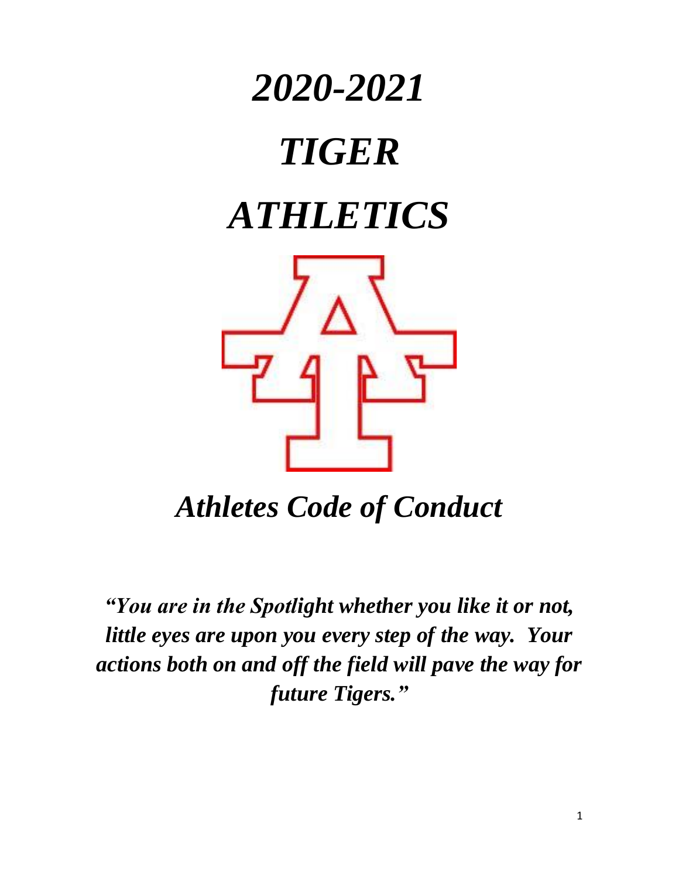# *2020-2021*

# *TIGER*

# *ATHLETICS*

## *Athletes Code of Conduct*

***"You are in the Spotlight whether you like it or not, little eyes are upon you every step of the way. Your actions both on and off the field will pave the way for future Tigers."***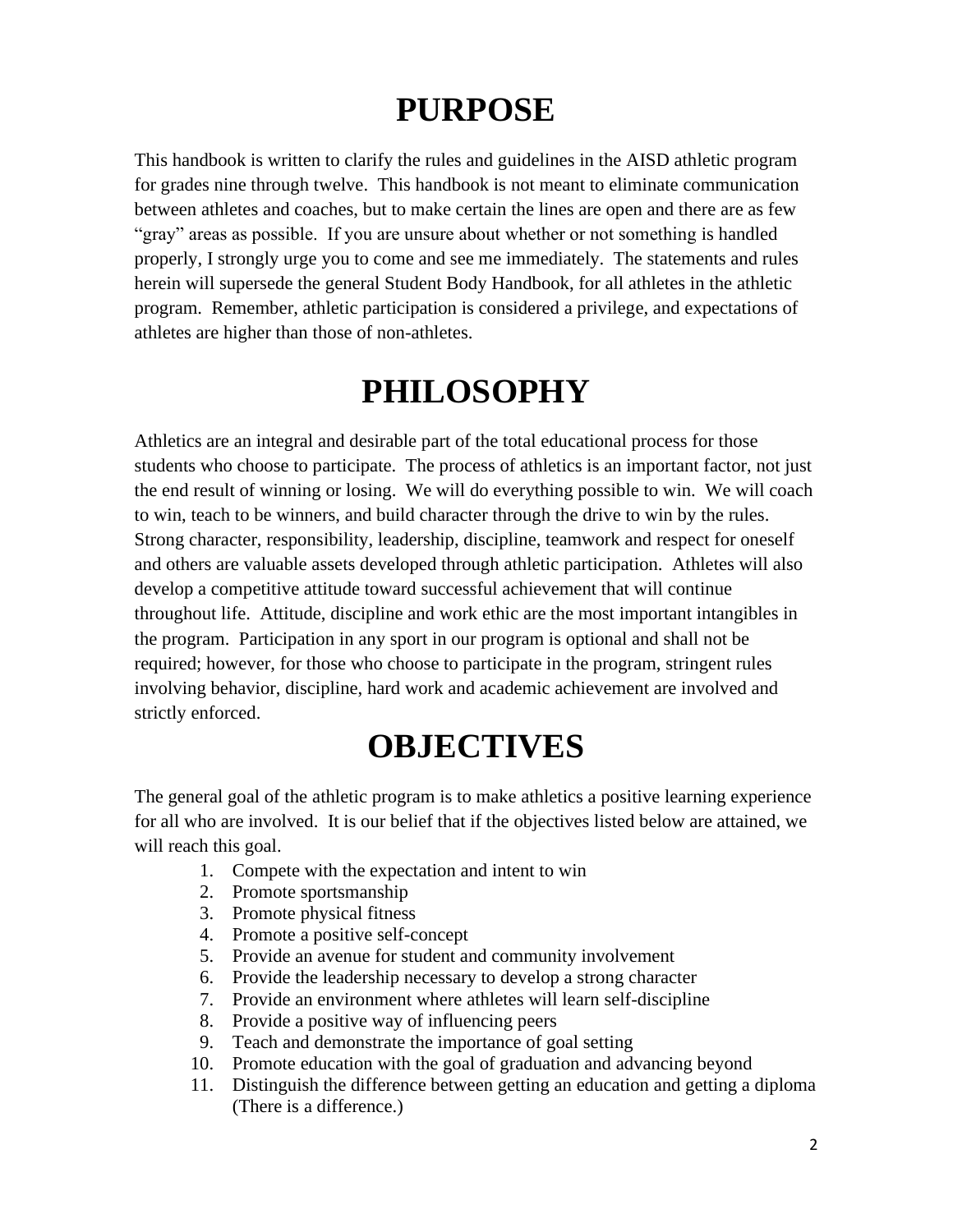# PURPOSE

This handbook is written to clarify the rules and guidelines in the AISD athletic program for grades nine through twelve. This handbook is not meant to eliminate communication between athletes and coaches, but to make certain the lines are open and there are as few "gray" areas as possible. If you are unsure about whether or not something is handled properly, I strongly urge you to come and see me immediately. The statements and rules herein will supersede the general Student Body Handbook, for all athletes in the athletic program. Remember, athletic participation is considered a privilege, and expectations of athletes are higher than those of non-athletes.

# PHILOSOPHY

Athletics are an integral and desirable part of the total educational process for those students who choose to participate. The process of athletics is an important factor, not just the end result of winning or losing. We will do everything possible to win. We will coach to win, teach to be winners, and build character through the drive to win by the rules. Strong character, responsibility, leadership, discipline, teamwork and respect for oneself and others are valuable assets developed through athletic participation. Athletes will also develop a competitive attitude toward successful achievement that will continue throughout life. Attitude, discipline and work ethic are the most important intangibles in the program. Participation in any sport in our program is optional and shall not be required; however, for those who choose to participate in the program, stringent rules involving behavior, discipline, hard work and academic achievement are involved and strictly enforced.

# OBJECTIVES

The general goal of the athletic program is to make athletics a positive learning experience for all who are involved. It is our belief that if the objectives listed below are attained, we will reach this goal.

1. Compete with the expectation and intent to win
2. Promote sportsmanship
3. Promote physical fitness
4. Promote a positive self-concept
5. Provide an avenue for student and community involvement
6. Provide the leadership necessary to develop a strong character
7. Provide an environment where athletes will learn self-discipline
8. Provide a positive way of influencing peers
9. Teach and demonstrate the importance of goal setting
10. Promote education with the goal of graduation and advancing beyond
11. Distinguish the difference between getting an education and getting a diploma (There is a difference.)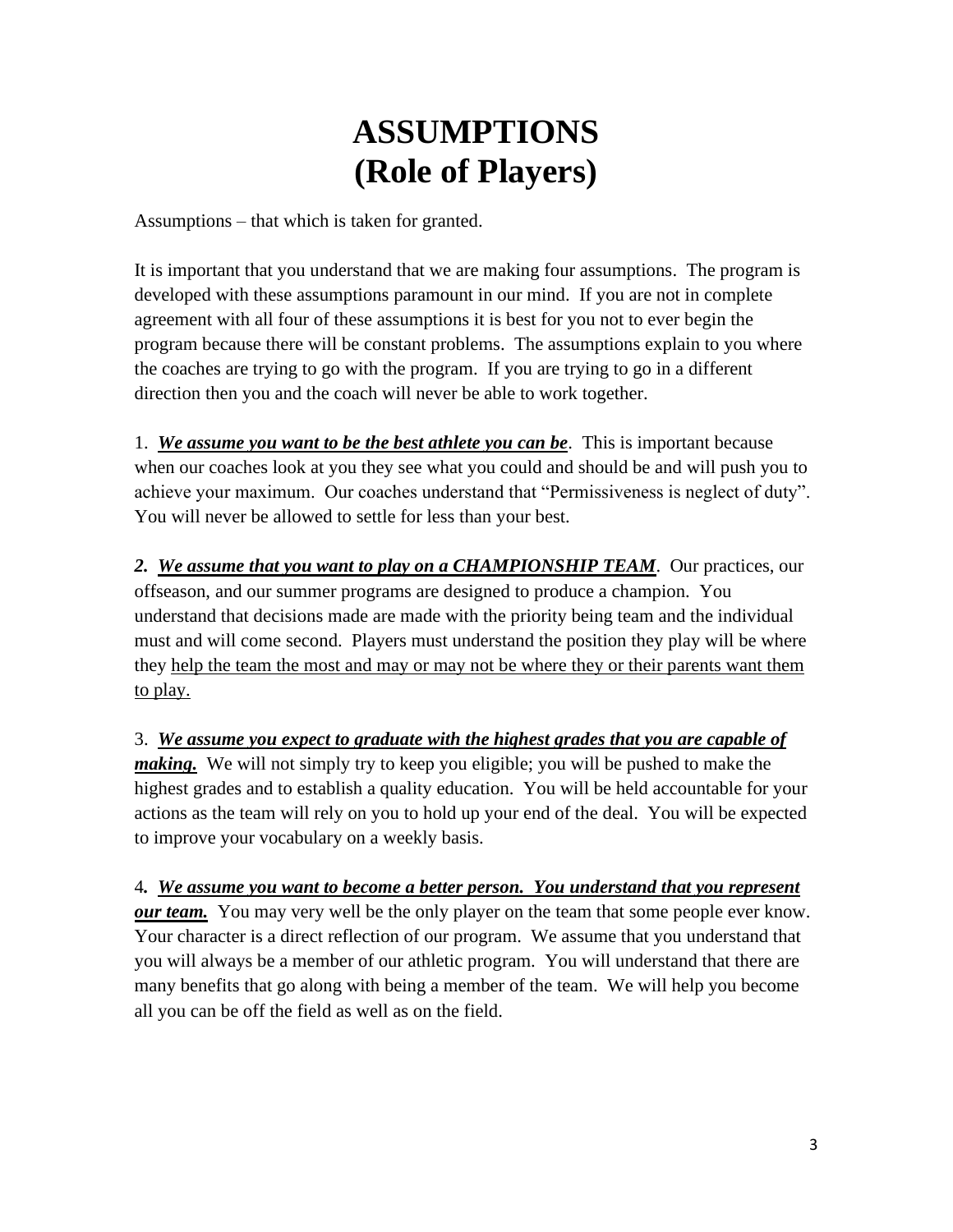# ASSUMPTIONS
# (Role of Players)

Assumptions – that which is taken for granted.

It is important that you understand that we are making four assumptions. The program is developed with these assumptions paramount in our mind. If you are not in complete agreement with all four of these assumptions it is best for you not to ever begin the program because there will be constant problems. The assumptions explain to you where the coaches are trying to go with the program. If you are trying to go in a different direction then you and the coach will never be able to work together.

1. ***<u>We assume you want to be the best athlete you can be</u>***. This is important because when our coaches look at you they see what you could and should be and will push you to achieve your maximum. Our coaches understand that "Permissiveness is neglect of duty". You will never be allowed to settle for less than your best.

***2. <u>We assume that you want to play on a CHAMPIONSHIP TEAM</u>***. Our practices, our offseason, and our summer programs are designed to produce a champion. You understand that decisions made are made with the priority being team and the individual must and will come second. Players must understand the position they play will be where they <u>help the team the most and may or may not be where they or their parents want them to play.</u>

3. ***<u>We assume you expect to graduate with the highest grades that you are capable of making.</u>*** We will not simply try to keep you eligible; you will be pushed to make the highest grades and to establish a quality education. You will be held accountable for your actions as the team will rely on you to hold up your end of the deal. You will be expected to improve your vocabulary on a weekly basis.

4***. <u>We assume you want to become a better person. You understand that you represent our team.</u>*** You may very well be the only player on the team that some people ever know. Your character is a direct reflection of our program. We assume that you understand that you will always be a member of our athletic program. You will understand that there are many benefits that go along with being a member of the team. We will help you become all you can be off the field as well as on the field.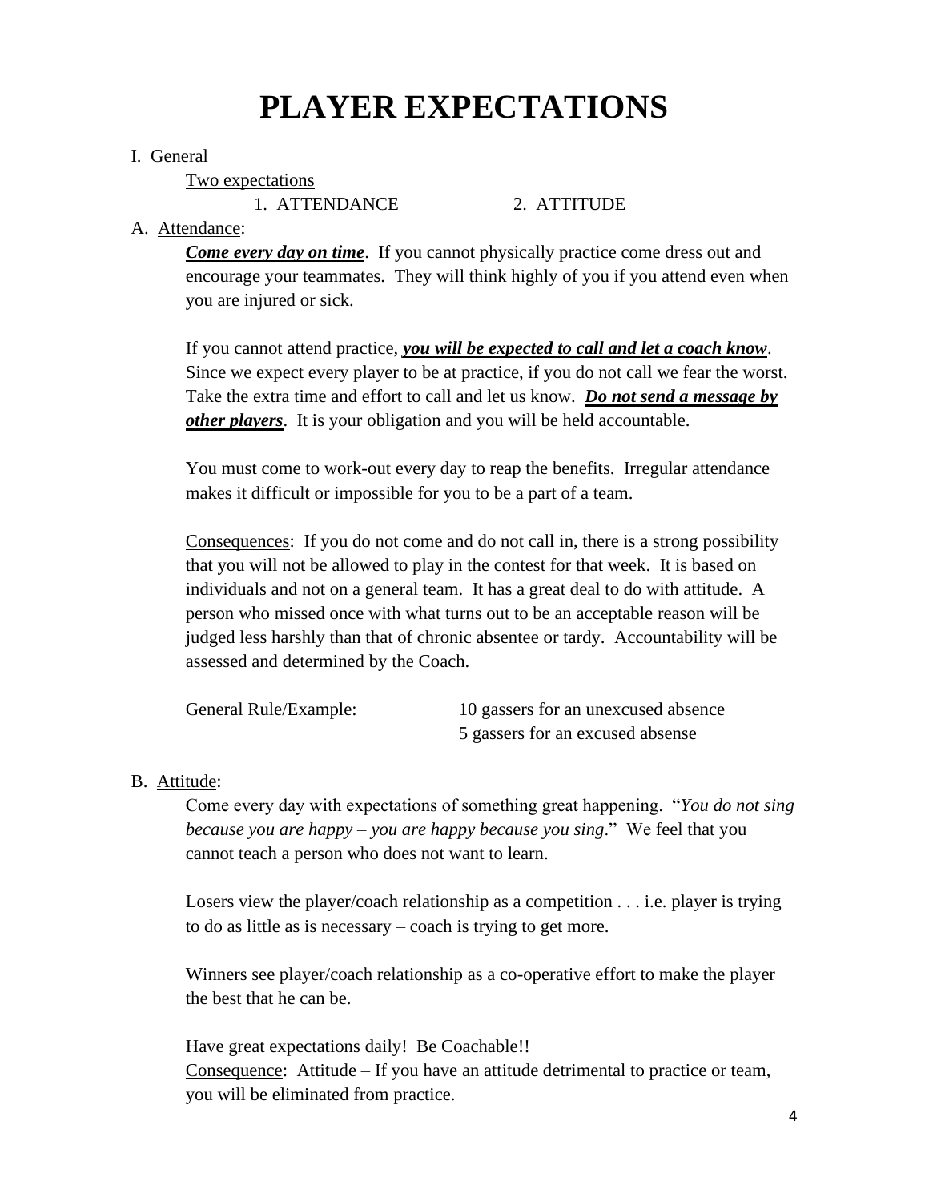# PLAYER EXPECTATIONS

I. General

Two expectations

1. ATTENDANCE 2. ATTITUDE

A. Attendance:

***Come every day on time***. If you cannot physically practice come dress out and encourage your teammates. They will think highly of you if you attend even when you are injured or sick.

If you cannot attend practice, ***you will be expected to call and let a coach know***. Since we expect every player to be at practice, if you do not call we fear the worst. Take the extra time and effort to call and let us know. ***Do not send a message by other players***. It is your obligation and you will be held accountable.

You must come to work-out every day to reap the benefits. Irregular attendance makes it difficult or impossible for you to be a part of a team.

Consequences: If you do not come and do not call in, there is a strong possibility that you will not be allowed to play in the contest for that week. It is based on individuals and not on a general team. It has a great deal to do with attitude. A person who missed once with what turns out to be an acceptable reason will be judged less harshly than that of chronic absentee or tardy. Accountability will be assessed and determined by the Coach.

General Rule/Example: 10 gassers for an unexcused absence
5 gassers for an excused absense

B. Attitude:

Come every day with expectations of something great happening. "*You do not sing because you are happy – you are happy because you sing*." We feel that you cannot teach a person who does not want to learn.

Losers view the player/coach relationship as a competition . . . i.e. player is trying to do as little as is necessary – coach is trying to get more.

Winners see player/coach relationship as a co-operative effort to make the player the best that he can be.

Have great expectations daily! Be Coachable!!
Consequence: Attitude – If you have an attitude detrimental to practice or team, you will be eliminated from practice.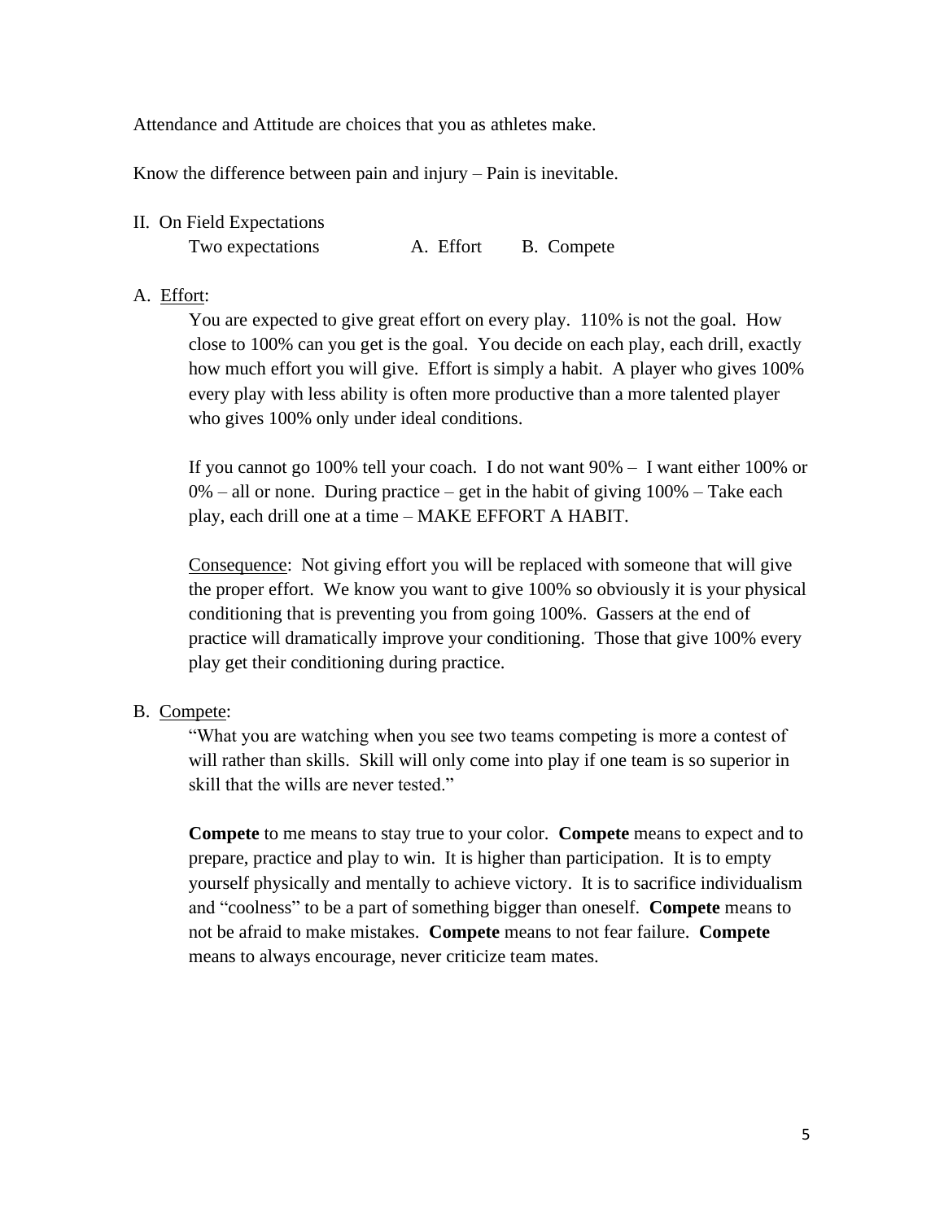Attendance and Attitude are choices that you as athletes make.

Know the difference between pain and injury – Pain is inevitable.

II. On Field Expectations

Two expectations A. Effort B. Compete

A. <u>Effort</u>:

You are expected to give great effort on every play. 110% is not the goal. How close to 100% can you get is the goal. You decide on each play, each drill, exactly how much effort you will give. Effort is simply a habit. A player who gives 100% every play with less ability is often more productive than a more talented player who gives 100% only under ideal conditions.

If you cannot go 100% tell your coach. I do not want 90% – I want either 100% or 0% – all or none. During practice – get in the habit of giving 100% – Take each play, each drill one at a time – MAKE EFFORT A HABIT.

<u>Consequence</u>: Not giving effort you will be replaced with someone that will give the proper effort. We know you want to give 100% so obviously it is your physical conditioning that is preventing you from going 100%. Gassers at the end of practice will dramatically improve your conditioning. Those that give 100% every play get their conditioning during practice.

B. <u>Compete</u>:

"What you are watching when you see two teams competing is more a contest of will rather than skills. Skill will only come into play if one team is so superior in skill that the wills are never tested."

**Compete** to me means to stay true to your color. **Compete** means to expect and to prepare, practice and play to win. It is higher than participation. It is to empty yourself physically and mentally to achieve victory. It is to sacrifice individualism and "coolness" to be a part of something bigger than oneself. **Compete** means to not be afraid to make mistakes. **Compete** means to not fear failure. **Compete** means to always encourage, never criticize team mates.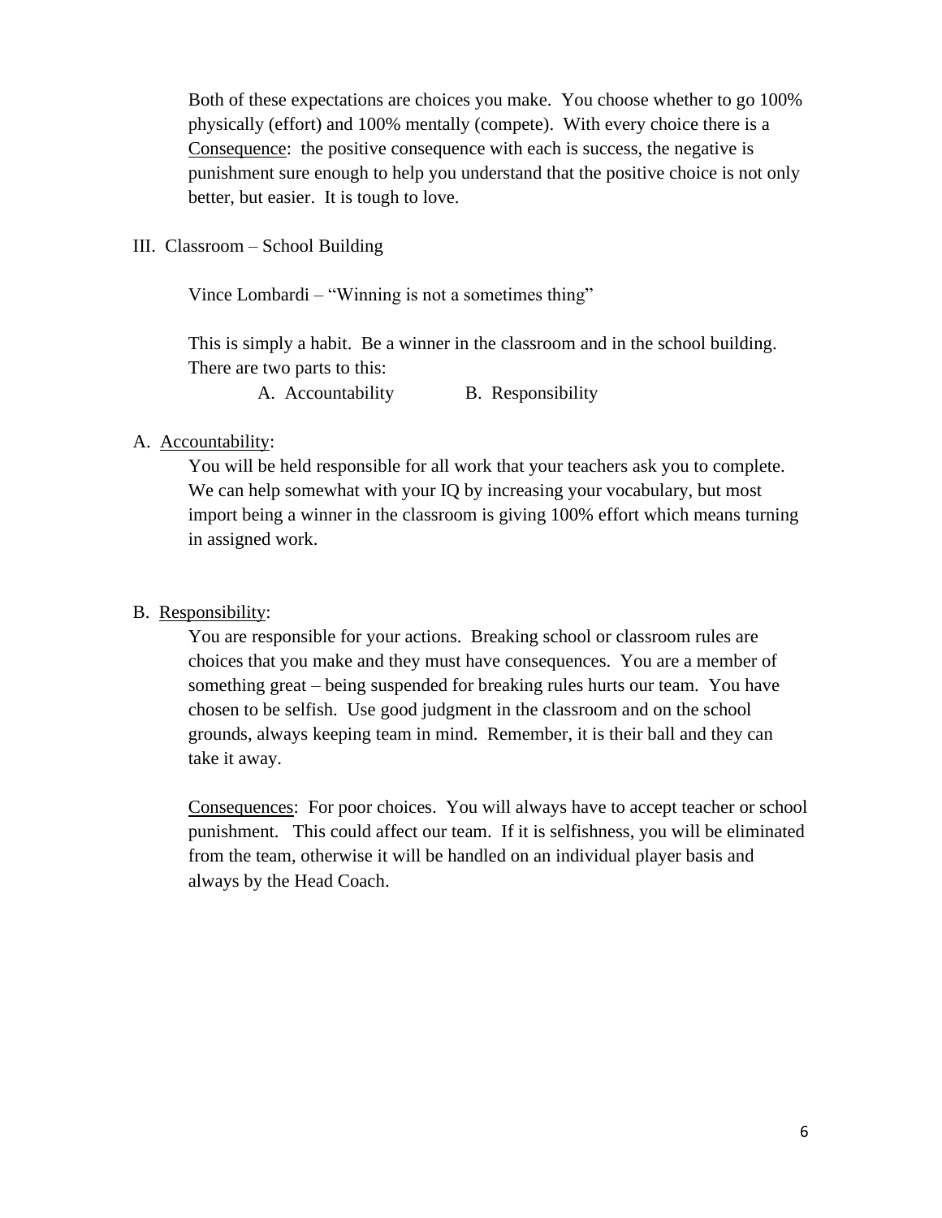Both of these expectations are choices you make. You choose whether to go 100% physically (effort) and 100% mentally (compete). With every choice there is a <u>Consequence</u>: the positive consequence with each is success, the negative is punishment sure enough to help you understand that the positive choice is not only better, but easier. It is tough to love.

III. Classroom – School Building

Vince Lombardi – "Winning is not a sometimes thing"

This is simply a habit. Be a winner in the classroom and in the school building. There are two parts to this:

A. Accountability B. Responsibility

A. <u>Accountability</u>:

You will be held responsible for all work that your teachers ask you to complete. We can help somewhat with your IQ by increasing your vocabulary, but most import being a winner in the classroom is giving 100% effort which means turning in assigned work.

B. <u>Responsibility</u>:

You are responsible for your actions. Breaking school or classroom rules are choices that you make and they must have consequences. You are a member of something great – being suspended for breaking rules hurts our team. You have chosen to be selfish. Use good judgment in the classroom and on the school grounds, always keeping team in mind. Remember, it is their ball and they can take it away.

<u>Consequences</u>: For poor choices. You will always have to accept teacher or school punishment. This could affect our team. If it is selfishness, you will be eliminated from the team, otherwise it will be handled on an individual player basis and always by the Head Coach.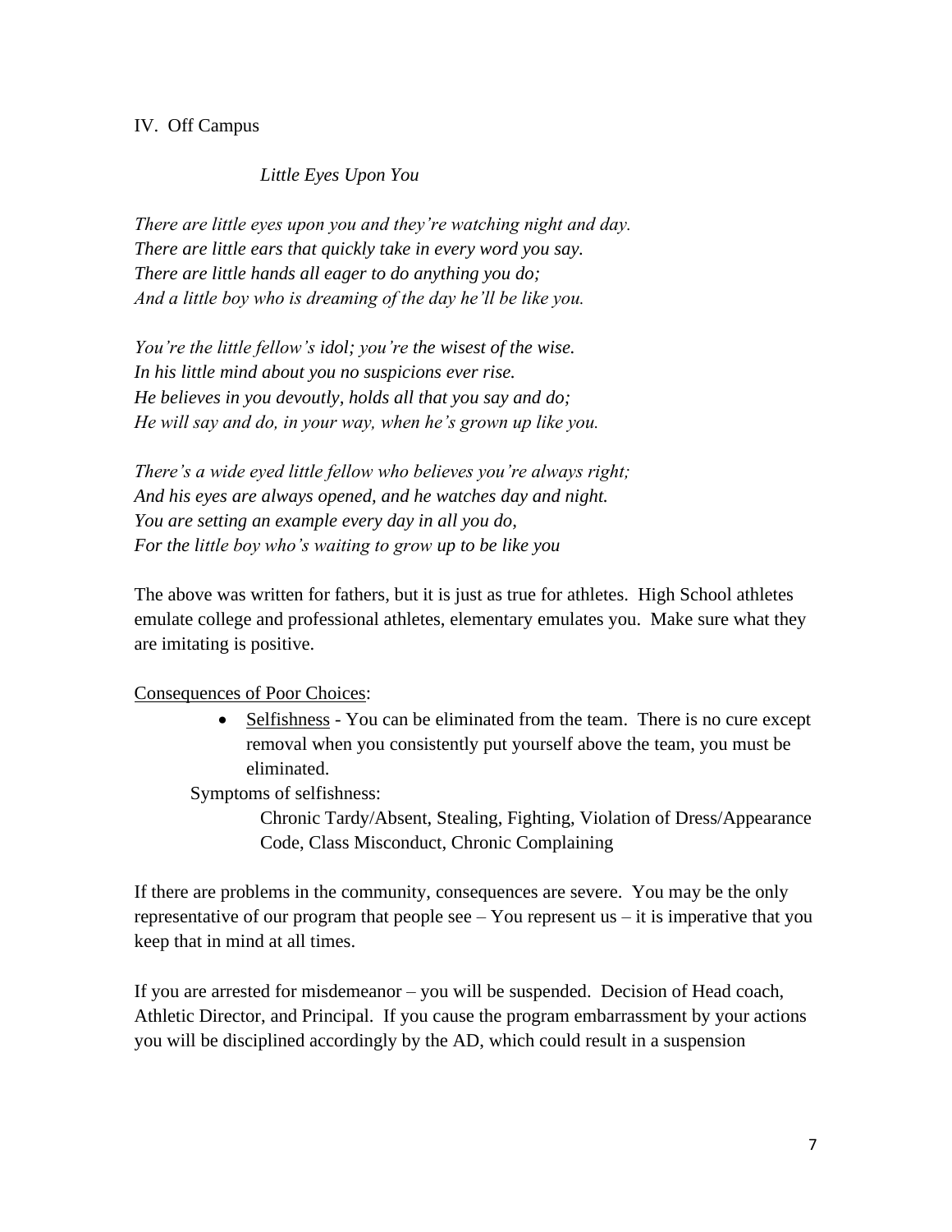## IV. Off Campus

*Little Eyes Upon You*

*There are little eyes upon you and they're watching night and day.*
*There are little ears that quickly take in every word you say.*
*There are little hands all eager to do anything you do;*
*And a little boy who is dreaming of the day he'll be like you.*

*You're the little fellow's idol; you're the wisest of the wise.*
*In his little mind about you no suspicions ever rise.*
*He believes in you devoutly, holds all that you say and do;*
*He will say and do, in your way, when he's grown up like you.*

*There's a wide eyed little fellow who believes you're always right;*
*And his eyes are always opened, and he watches day and night.*
*You are setting an example every day in all you do,*
*For the little boy who's waiting to grow up to be like you*

The above was written for fathers, but it is just as true for athletes. High School athletes emulate college and professional athletes, elementary emulates you. Make sure what they are imitating is positive.

<u>Consequences of Poor Choices</u>:

- <u>Selfishness</u> - You can be eliminated from the team. There is no cure except removal when you consistently put yourself above the team, you must be eliminated.

Symptoms of selfishness:

Chronic Tardy/Absent, Stealing, Fighting, Violation of Dress/Appearance Code, Class Misconduct, Chronic Complaining

If there are problems in the community, consequences are severe. You may be the only representative of our program that people see – You represent us – it is imperative that you keep that in mind at all times.

If you are arrested for misdemeanor – you will be suspended. Decision of Head coach, Athletic Director, and Principal. If you cause the program embarrassment by your actions you will be disciplined accordingly by the AD, which could result in a suspension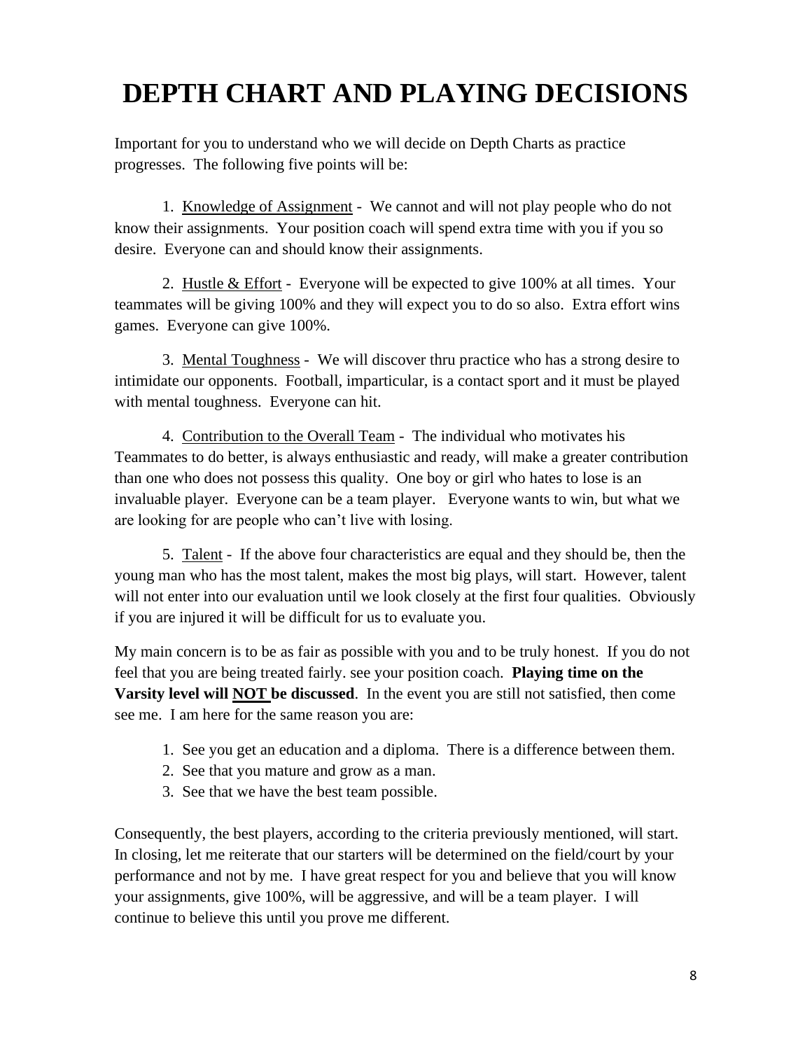# DEPTH CHART AND PLAYING DECISIONS

Important for you to understand who we will decide on Depth Charts as practice progresses. The following five points will be:

1. Knowledge of Assignment - We cannot and will not play people who do not know their assignments. Your position coach will spend extra time with you if you so desire. Everyone can and should know their assignments.

2. Hustle & Effort - Everyone will be expected to give 100% at all times. Your teammates will be giving 100% and they will expect you to do so also. Extra effort wins games. Everyone can give 100%.

3. Mental Toughness - We will discover thru practice who has a strong desire to intimidate our opponents. Football, imparticular, is a contact sport and it must be played with mental toughness. Everyone can hit.

4. Contribution to the Overall Team - The individual who motivates his Teammates to do better, is always enthusiastic and ready, will make a greater contribution than one who does not possess this quality. One boy or girl who hates to lose is an invaluable player. Everyone can be a team player. Everyone wants to win, but what we are looking for are people who can't live with losing.

5. Talent - If the above four characteristics are equal and they should be, then the young man who has the most talent, makes the most big plays, will start. However, talent will not enter into our evaluation until we look closely at the first four qualities. Obviously if you are injured it will be difficult for us to evaluate you.

My main concern is to be as fair as possible with you and to be truly honest. If you do not feel that you are being treated fairly. see your position coach. **Playing time on the Varsity level will NOT be discussed**. In the event you are still not satisfied, then come see me. I am here for the same reason you are:

1. See you get an education and a diploma. There is a difference between them.
2. See that you mature and grow as a man.
3. See that we have the best team possible.

Consequently, the best players, according to the criteria previously mentioned, will start. In closing, let me reiterate that our starters will be determined on the field/court by your performance and not by me. I have great respect for you and believe that you will know your assignments, give 100%, will be aggressive, and will be a team player. I will continue to believe this until you prove me different.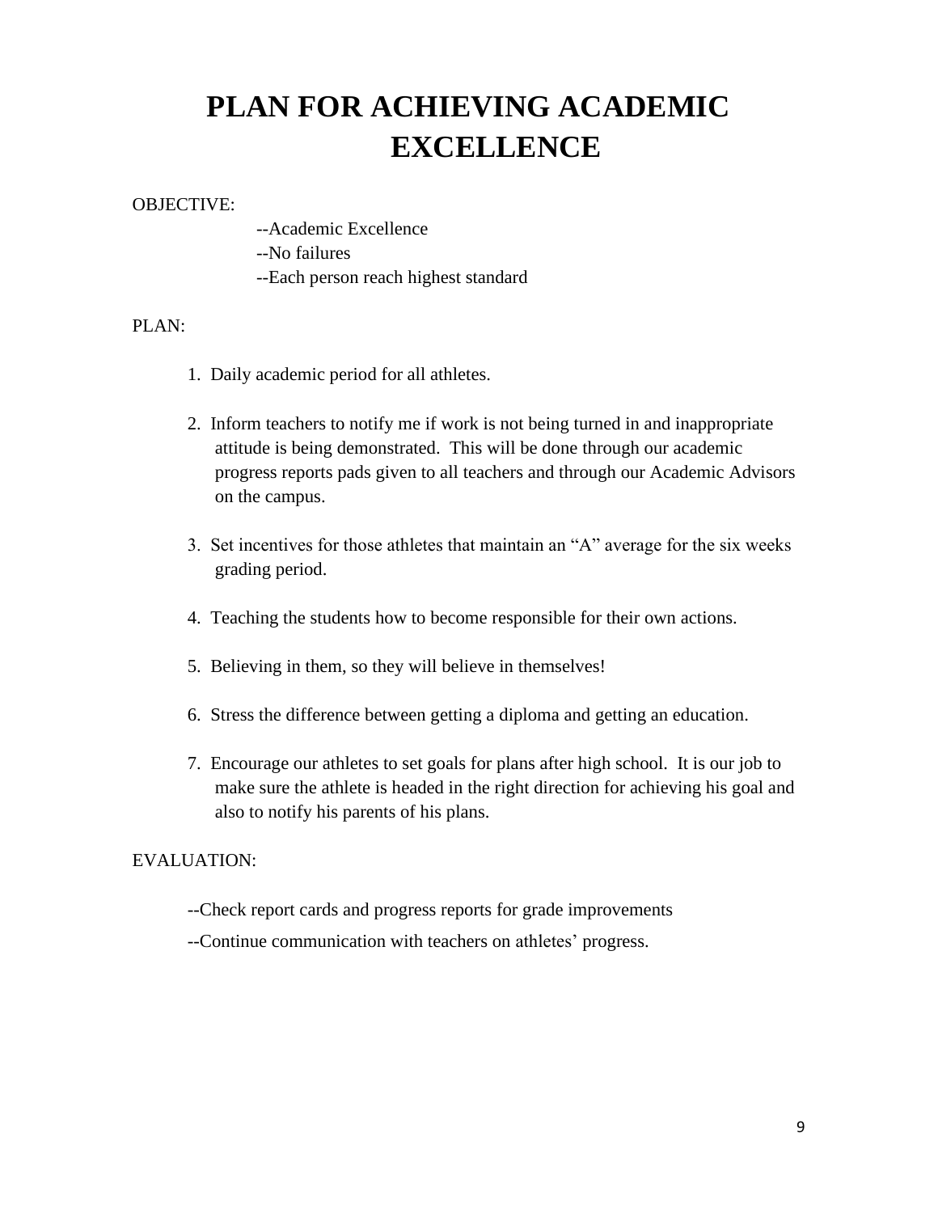# PLAN FOR ACHIEVING ACADEMIC EXCELLENCE

OBJECTIVE:

--Academic Excellence
--No failures
--Each person reach highest standard

PLAN:

1. Daily academic period for all athletes.

2. Inform teachers to notify me if work is not being turned in and inappropriate attitude is being demonstrated. This will be done through our academic progress reports pads given to all teachers and through our Academic Advisors on the campus.

3. Set incentives for those athletes that maintain an "A" average for the six weeks grading period.

4. Teaching the students how to become responsible for their own actions.

5. Believing in them, so they will believe in themselves!

6. Stress the difference between getting a diploma and getting an education.

7. Encourage our athletes to set goals for plans after high school. It is our job to make sure the athlete is headed in the right direction for achieving his goal and also to notify his parents of his plans.

EVALUATION:

--Check report cards and progress reports for grade improvements

--Continue communication with teachers on athletes' progress.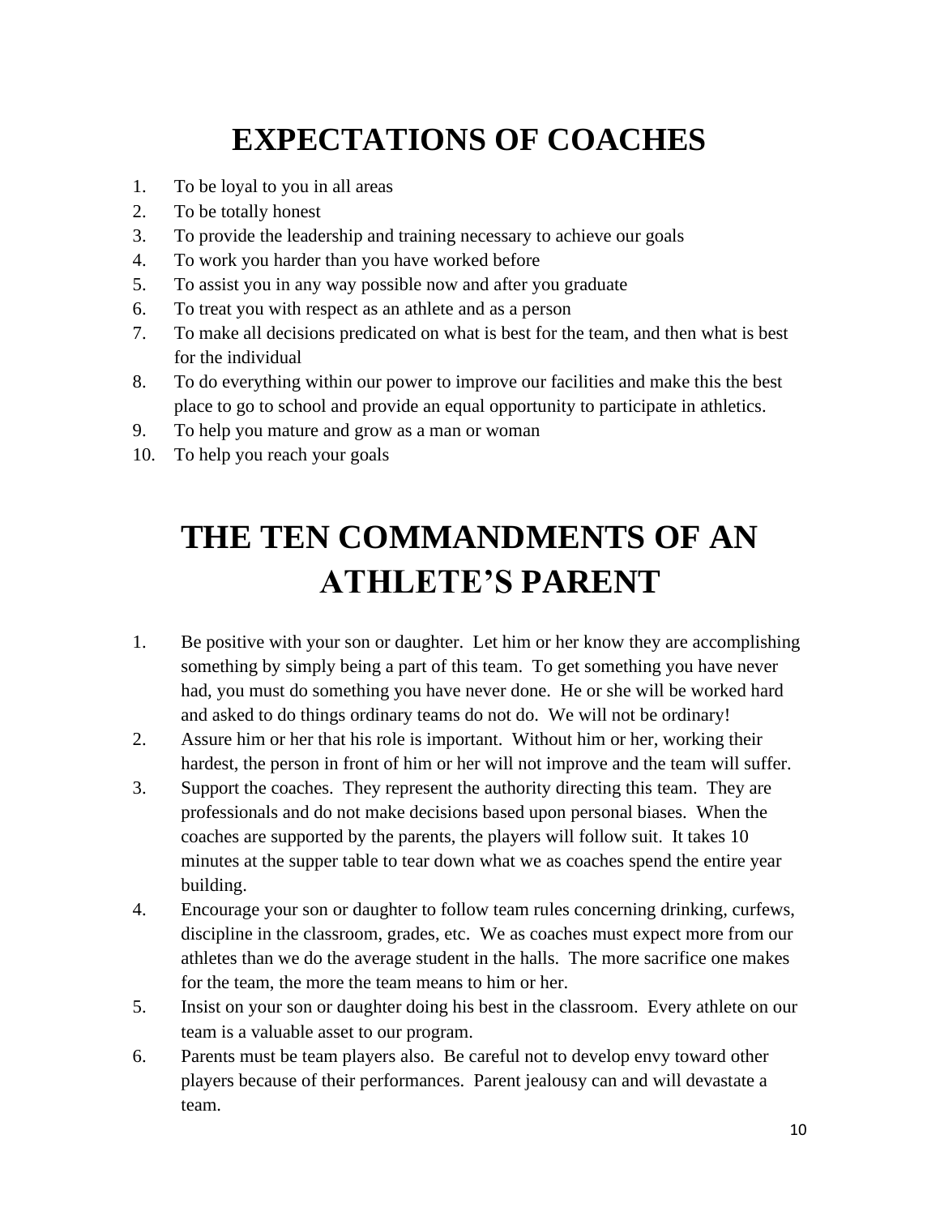# EXPECTATIONS OF COACHES

1. To be loyal to you in all areas
2. To be totally honest
3. To provide the leadership and training necessary to achieve our goals
4. To work you harder than you have worked before
5. To assist you in any way possible now and after you graduate
6. To treat you with respect as an athlete and as a person
7. To make all decisions predicated on what is best for the team, and then what is best for the individual
8. To do everything within our power to improve our facilities and make this the best place to go to school and provide an equal opportunity to participate in athletics.
9. To help you mature and grow as a man or woman
10. To help you reach your goals

# THE TEN COMMANDMENTS OF AN ATHLETE'S PARENT

1. Be positive with your son or daughter. Let him or her know they are accomplishing something by simply being a part of this team. To get something you have never had, you must do something you have never done. He or she will be worked hard and asked to do things ordinary teams do not do. We will not be ordinary!
2. Assure him or her that his role is important. Without him or her, working their hardest, the person in front of him or her will not improve and the team will suffer.
3. Support the coaches. They represent the authority directing this team. They are professionals and do not make decisions based upon personal biases. When the coaches are supported by the parents, the players will follow suit. It takes 10 minutes at the supper table to tear down what we as coaches spend the entire year building.
4. Encourage your son or daughter to follow team rules concerning drinking, curfews, discipline in the classroom, grades, etc. We as coaches must expect more from our athletes than we do the average student in the halls. The more sacrifice one makes for the team, the more the team means to him or her.
5. Insist on your son or daughter doing his best in the classroom. Every athlete on our team is a valuable asset to our program.
6. Parents must be team players also. Be careful not to develop envy toward other players because of their performances. Parent jealousy can and will devastate a team.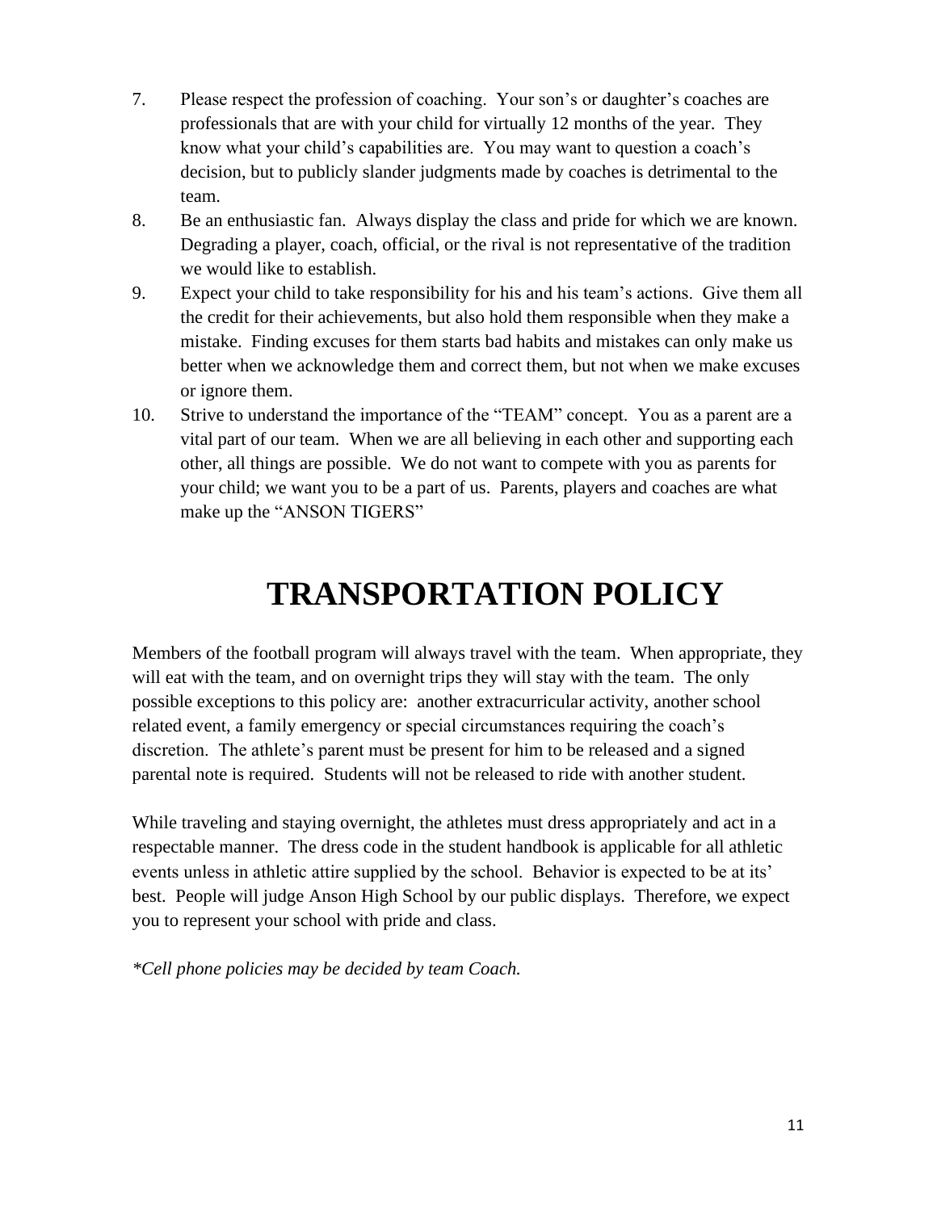7. Please respect the profession of coaching. Your son's or daughter's coaches are professionals that are with your child for virtually 12 months of the year. They know what your child's capabilities are. You may want to question a coach's decision, but to publicly slander judgments made by coaches is detrimental to the team.
8. Be an enthusiastic fan. Always display the class and pride for which we are known. Degrading a player, coach, official, or the rival is not representative of the tradition we would like to establish.
9. Expect your child to take responsibility for his and his team's actions. Give them all the credit for their achievements, but also hold them responsible when they make a mistake. Finding excuses for them starts bad habits and mistakes can only make us better when we acknowledge them and correct them, but not when we make excuses or ignore them.
10. Strive to understand the importance of the "TEAM" concept. You as a parent are a vital part of our team. When we are all believing in each other and supporting each other, all things are possible. We do not want to compete with you as parents for your child; we want you to be a part of us. Parents, players and coaches are what make up the "ANSON TIGERS"

# TRANSPORTATION POLICY

Members of the football program will always travel with the team. When appropriate, they will eat with the team, and on overnight trips they will stay with the team. The only possible exceptions to this policy are: another extracurricular activity, another school related event, a family emergency or special circumstances requiring the coach's discretion. The athlete's parent must be present for him to be released and a signed parental note is required. Students will not be released to ride with another student.

While traveling and staying overnight, the athletes must dress appropriately and act in a respectable manner. The dress code in the student handbook is applicable for all athletic events unless in athletic attire supplied by the school. Behavior is expected to be at its' best. People will judge Anson High School by our public displays. Therefore, we expect you to represent your school with pride and class.

*\*Cell phone policies may be decided by team Coach.*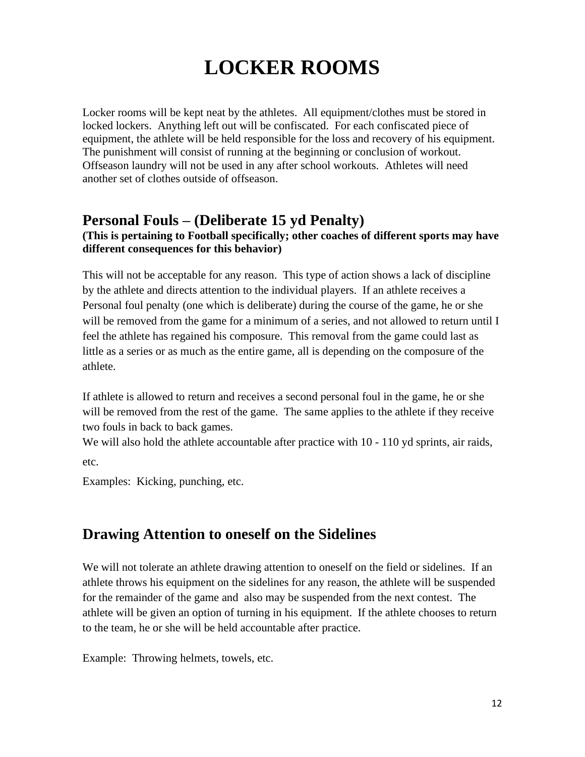# LOCKER ROOMS

Locker rooms will be kept neat by the athletes. All equipment/clothes must be stored in locked lockers. Anything left out will be confiscated. For each confiscated piece of equipment, the athlete will be held responsible for the loss and recovery of his equipment. The punishment will consist of running at the beginning or conclusion of workout. Offseason laundry will not be used in any after school workouts. Athletes will need another set of clothes outside of offseason.

## Personal Fouls – (Deliberate 15 yd Penalty)

**(This is pertaining to Football specifically; other coaches of different sports may have different consequences for this behavior)**

This will not be acceptable for any reason. This type of action shows a lack of discipline by the athlete and directs attention to the individual players. If an athlete receives a Personal foul penalty (one which is deliberate) during the course of the game, he or she will be removed from the game for a minimum of a series, and not allowed to return until I feel the athlete has regained his composure. This removal from the game could last as little as a series or as much as the entire game, all is depending on the composure of the athlete.

If athlete is allowed to return and receives a second personal foul in the game, he or she will be removed from the rest of the game. The same applies to the athlete if they receive two fouls in back to back games.

We will also hold the athlete accountable after practice with 10 - 110 yd sprints, air raids, etc.

Examples: Kicking, punching, etc.

## Drawing Attention to oneself on the Sidelines

We will not tolerate an athlete drawing attention to oneself on the field or sidelines. If an athlete throws his equipment on the sidelines for any reason, the athlete will be suspended for the remainder of the game and also may be suspended from the next contest. The athlete will be given an option of turning in his equipment. If the athlete chooses to return to the team, he or she will be held accountable after practice.

Example: Throwing helmets, towels, etc.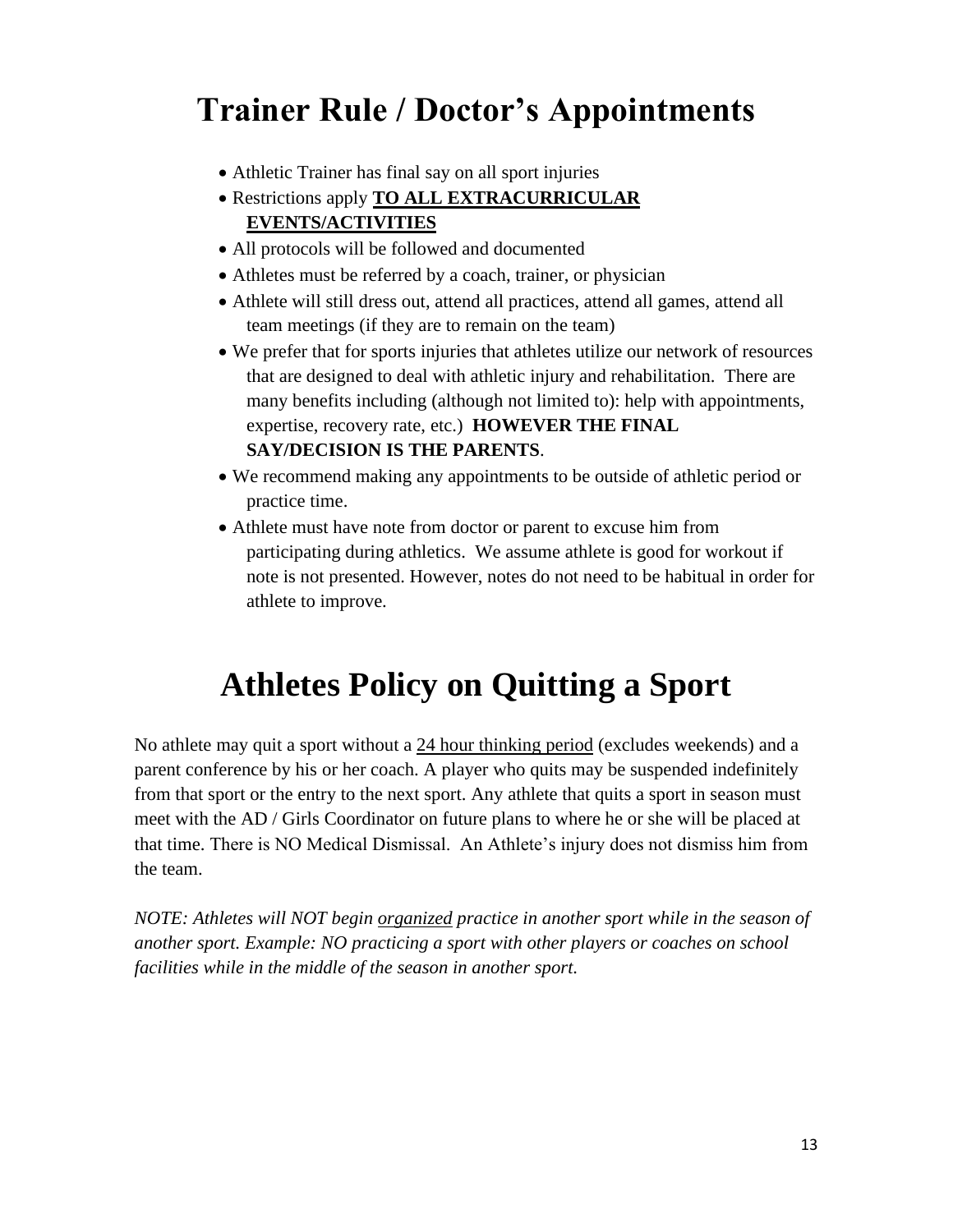# Trainer Rule / Doctor's Appointments

- Athletic Trainer has final say on all sport injuries
- Restrictions apply **<u>TO ALL EXTRACURRICULAR EVENTS/ACTIVITIES</u>**
- All protocols will be followed and documented
- Athletes must be referred by a coach, trainer, or physician
- Athlete will still dress out, attend all practices, attend all games, attend all team meetings (if they are to remain on the team)
- We prefer that for sports injuries that athletes utilize our network of resources that are designed to deal with athletic injury and rehabilitation. There are many benefits including (although not limited to): help with appointments, expertise, recovery rate, etc.) **HOWEVER THE FINAL SAY/DECISION IS THE PARENTS**.
- We recommend making any appointments to be outside of athletic period or practice time.
- Athlete must have note from doctor or parent to excuse him from participating during athletics. We assume athlete is good for workout if note is not presented. However, notes do not need to be habitual in order for athlete to improve.

# Athletes Policy on Quitting a Sport

No athlete may quit a sport without a <u>24 hour thinking period</u> (excludes weekends) and a parent conference by his or her coach. A player who quits may be suspended indefinitely from that sport or the entry to the next sport. Any athlete that quits a sport in season must meet with the AD / Girls Coordinator on future plans to where he or she will be placed at that time. There is NO Medical Dismissal. An Athlete's injury does not dismiss him from the team.

*NOTE: Athletes will NOT begin <u>organized</u> practice in another sport while in the season of another sport. Example: NO practicing a sport with other players or coaches on school facilities while in the middle of the season in another sport.*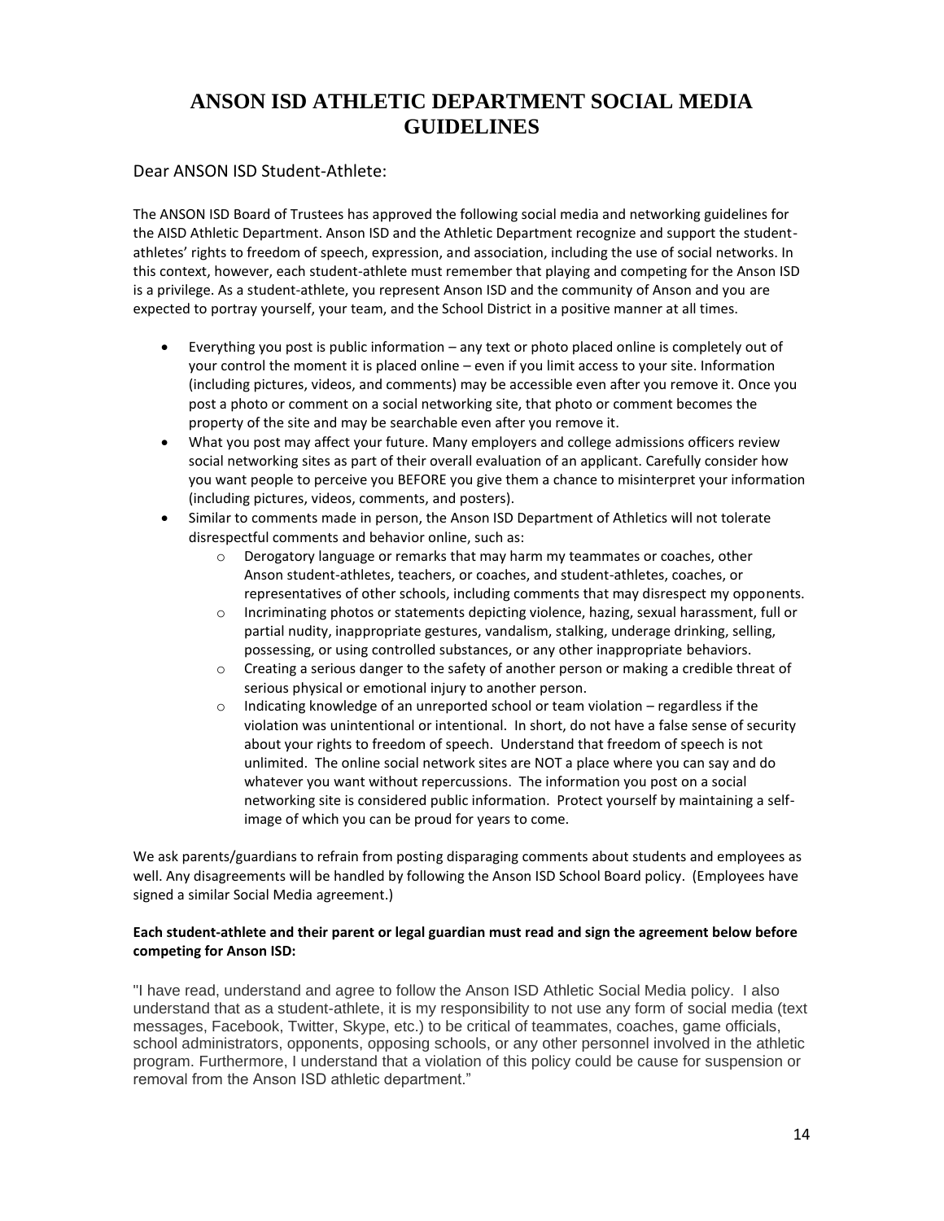# ANSON ISD ATHLETIC DEPARTMENT SOCIAL MEDIA GUIDELINES

Dear ANSON ISD Student-Athlete:

The ANSON ISD Board of Trustees has approved the following social media and networking guidelines for the AISD Athletic Department. Anson ISD and the Athletic Department recognize and support the student-athletes' rights to freedom of speech, expression, and association, including the use of social networks. In this context, however, each student-athlete must remember that playing and competing for the Anson ISD is a privilege. As a student-athlete, you represent Anson ISD and the community of Anson and you are expected to portray yourself, your team, and the School District in a positive manner at all times.

- Everything you post is public information – any text or photo placed online is completely out of your control the moment it is placed online – even if you limit access to your site. Information (including pictures, videos, and comments) may be accessible even after you remove it. Once you post a photo or comment on a social networking site, that photo or comment becomes the property of the site and may be searchable even after you remove it.
- What you post may affect your future. Many employers and college admissions officers review social networking sites as part of their overall evaluation of an applicant. Carefully consider how you want people to perceive you BEFORE you give them a chance to misinterpret your information (including pictures, videos, comments, and posters).
- Similar to comments made in person, the Anson ISD Department of Athletics will not tolerate disrespectful comments and behavior online, such as:
  - Derogatory language or remarks that may harm my teammates or coaches, other Anson student-athletes, teachers, or coaches, and student-athletes, coaches, or representatives of other schools, including comments that may disrespect my opponents.
  - Incriminating photos or statements depicting violence, hazing, sexual harassment, full or partial nudity, inappropriate gestures, vandalism, stalking, underage drinking, selling, possessing, or using controlled substances, or any other inappropriate behaviors.
  - Creating a serious danger to the safety of another person or making a credible threat of serious physical or emotional injury to another person.
  - Indicating knowledge of an unreported school or team violation – regardless if the violation was unintentional or intentional. In short, do not have a false sense of security about your rights to freedom of speech. Understand that freedom of speech is not unlimited. The online social network sites are NOT a place where you can say and do whatever you want without repercussions. The information you post on a social networking site is considered public information. Protect yourself by maintaining a self-image of which you can be proud for years to come.

We ask parents/guardians to refrain from posting disparaging comments about students and employees as well. Any disagreements will be handled by following the Anson ISD School Board policy. (Employees have signed a similar Social Media agreement.)

**Each student-athlete and their parent or legal guardian must read and sign the agreement below before competing for Anson ISD:**

"I have read, understand and agree to follow the Anson ISD Athletic Social Media policy. I also understand that as a student-athlete, it is my responsibility to not use any form of social media (text messages, Facebook, Twitter, Skype, etc.) to be critical of teammates, coaches, game officials, school administrators, opponents, opposing schools, or any other personnel involved in the athletic program. Furthermore, I understand that a violation of this policy could be cause for suspension or removal from the Anson ISD athletic department."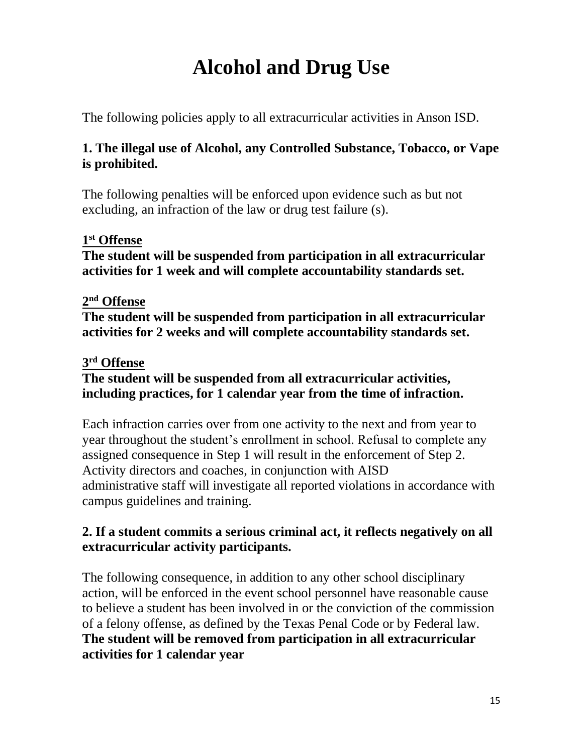# Alcohol and Drug Use

The following policies apply to all extracurricular activities in Anson ISD.

**1. The illegal use of Alcohol, any Controlled Substance, Tobacco, or Vape is prohibited.**

The following penalties will be enforced upon evidence such as but not excluding, an infraction of the law or drug test failure (s).

**1st Offense**
**The student will be suspended from participation in all extracurricular activities for 1 week and will complete accountability standards set.**

**2nd Offense**
**The student will be suspended from participation in all extracurricular activities for 2 weeks and will complete accountability standards set.**

**3rd Offense**
**The student will be suspended from all extracurricular activities, including practices, for 1 calendar year from the time of infraction.**

Each infraction carries over from one activity to the next and from year to year throughout the student's enrollment in school. Refusal to complete any assigned consequence in Step 1 will result in the enforcement of Step 2. Activity directors and coaches, in conjunction with AISD administrative staff will investigate all reported violations in accordance with campus guidelines and training.

**2. If a student commits a serious criminal act, it reflects negatively on all extracurricular activity participants.**

The following consequence, in addition to any other school disciplinary action, will be enforced in the event school personnel have reasonable cause to believe a student has been involved in or the conviction of the commission of a felony offense, as defined by the Texas Penal Code or by Federal law. **The student will be removed from participation in all extracurricular activities for 1 calendar year**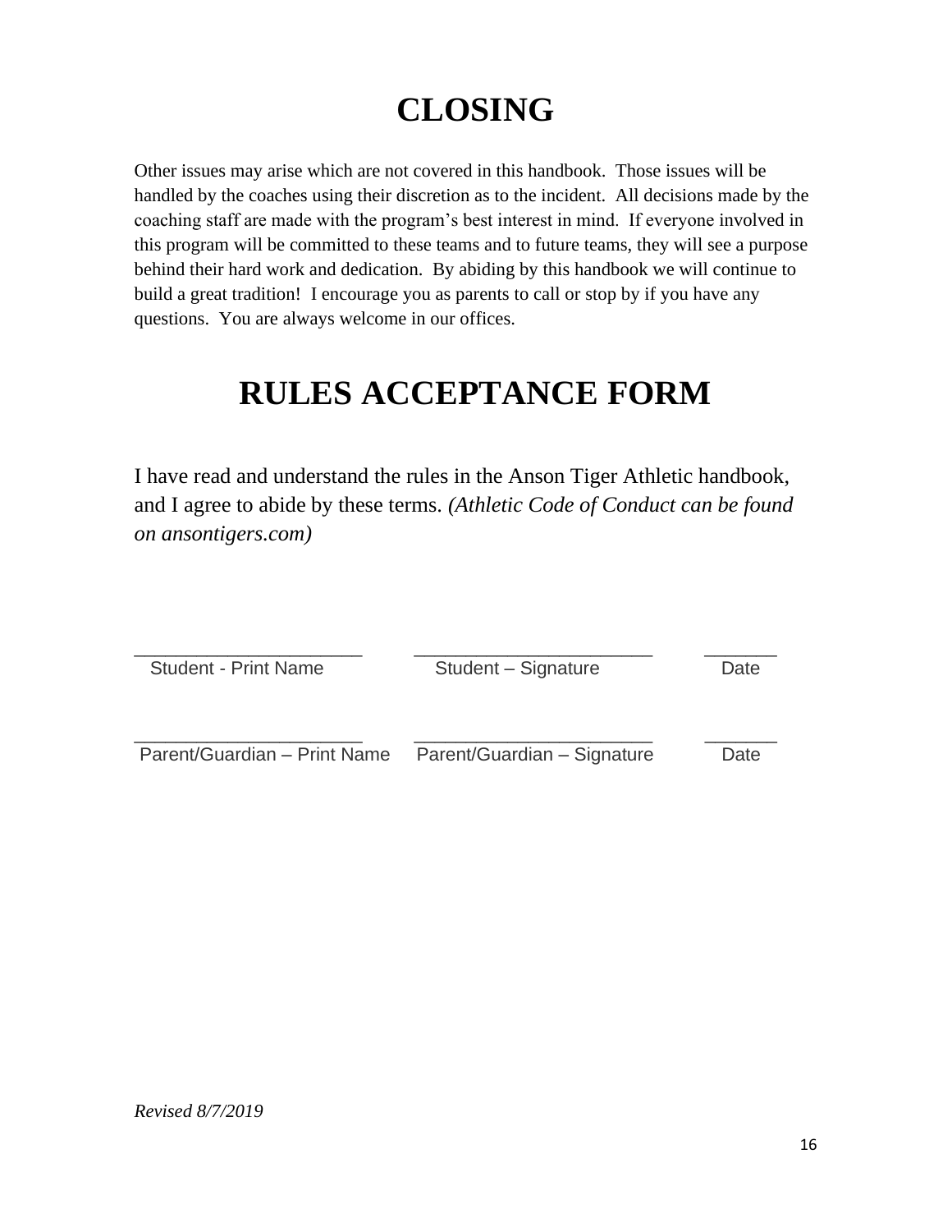# CLOSING

Other issues may arise which are not covered in this handbook. Those issues will be handled by the coaches using their discretion as to the incident. All decisions made by the coaching staff are made with the program's best interest in mind. If everyone involved in this program will be committed to these teams and to future teams, they will see a purpose behind their hard work and dedication. By abiding by this handbook we will continue to build a great tradition! I encourage you as parents to call or stop by if you have any questions. You are always welcome in our offices.

# RULES ACCEPTANCE FORM

I have read and understand the rules in the Anson Tiger Athletic handbook, and I agree to abide by these terms. *(Athletic Code of Conduct can be found on ansontigers.com)*

| | | |
|---|---|---|
| ______________________ | ______________________ | _______ |
| Student - Print Name | Student – Signature | Date |
| ______________________ | ______________________ | _______ |
| Parent/Guardian – Print Name | Parent/Guardian – Signature | Date |

*Revised 8/7/2019*